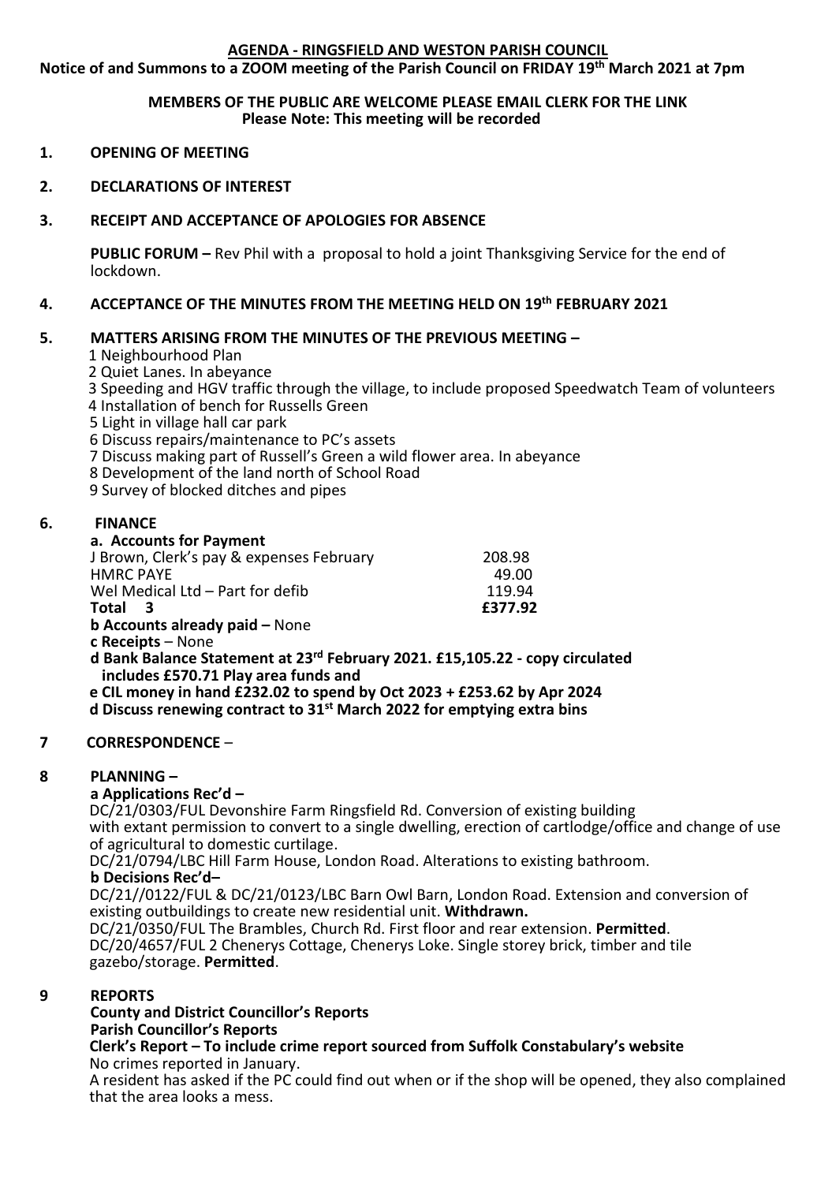# AGENDA - RINGSFIELD AND WESTON PARISH COUNCIL

**Notice of and Summons to a ZOOM meeting of the Parish Council on FRIDAY 19th March 2021 at 7pm**

**MEMBERS OF THE PUBLIC ARE WELCOME PLEASE EMAIL CLERK FOR THE LINK**
**Please Note: This meeting will be recorded**

## 1. OPENING OF MEETING

## 2. DECLARATIONS OF INTEREST

## 3. RECEIPT AND ACCEPTANCE OF APOLOGIES FOR ABSENCE

**PUBLIC FORUM –** Rev Phil with a proposal to hold a joint Thanksgiving Service for the end of lockdown.

## 4. ACCEPTANCE OF THE MINUTES FROM THE MEETING HELD ON 19th FEBRUARY 2021

## 5. MATTERS ARISING FROM THE MINUTES OF THE PREVIOUS MEETING –

1 Neighbourhood Plan
2 Quiet Lanes. In abeyance
3 Speeding and HGV traffic through the village, to include proposed Speedwatch Team of volunteers
4 Installation of bench for Russells Green
5 Light in village hall car park
6 Discuss repairs/maintenance to PC's assets
7 Discuss making part of Russell's Green a wild flower area. In abeyance
8 Development of the land north of School Road
9 Survey of blocked ditches and pipes

## 6. FINANCE

**a. Accounts for Payment**

| | |
|---|---|
| J Brown, Clerk's pay & expenses February | 208.98 |
| HMRC PAYE | 49.00 |
| Wel Medical Ltd – Part for defib | 119.94 |
| **Total 3** | **£377.92** |

**b Accounts already paid –** None

**c Receipts** – None

**d Bank Balance Statement at 23rd February 2021. £15,105.22 - copy circulated includes £570.71 Play area funds and**

**e CIL money in hand £232.02 to spend by Oct 2023 + £253.62 by Apr 2024**

**d Discuss renewing contract to 31st March 2022 for emptying extra bins**

## 7 CORRESPONDENCE –

## 8 PLANNING –

**a Applications Rec'd –**

DC/21/0303/FUL Devonshire Farm Ringsfield Rd. Conversion of existing building with extant permission to convert to a single dwelling, erection of cartlodge/office and change of use of agricultural to domestic curtilage.

DC/21/0794/LBC Hill Farm House, London Road. Alterations to existing bathroom.

**b Decisions Rec'd–**

DC/21//0122/FUL & DC/21/0123/LBC Barn Owl Barn, London Road. Extension and conversion of existing outbuildings to create new residential unit. **Withdrawn.**

DC/21/0350/FUL The Brambles, Church Rd. First floor and rear extension. **Permitted**.

DC/20/4657/FUL 2 Chenerys Cottage, Chenerys Loke. Single storey brick, timber and tile gazebo/storage. **Permitted**.

## 9 REPORTS

**County and District Councillor's Reports**

**Parish Councillor's Reports**

**Clerk's Report – To include crime report sourced from Suffolk Constabulary's website**

No crimes reported in January.

A resident has asked if the PC could find out when or if the shop will be opened, they also complained that the area looks a mess.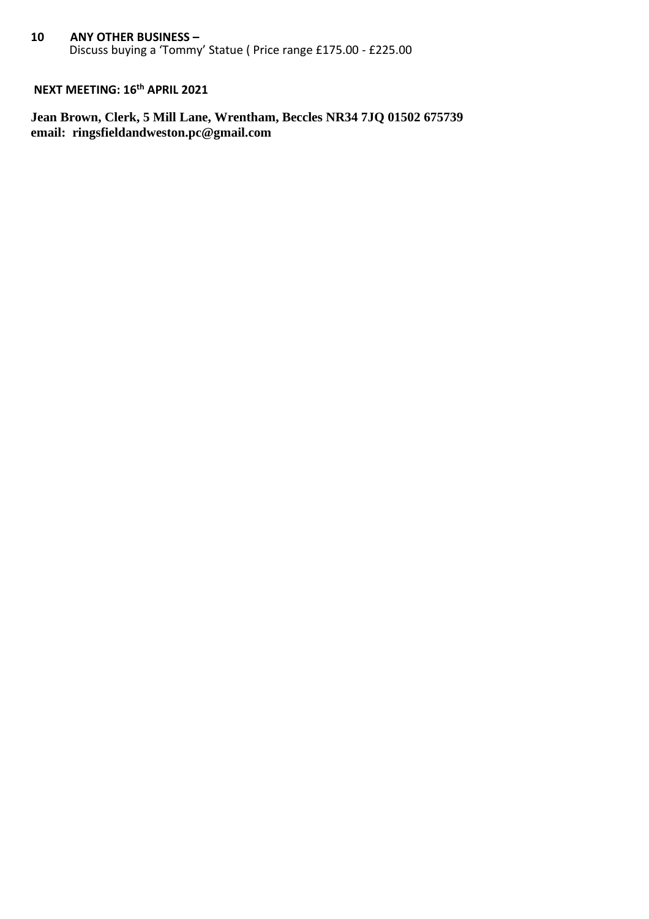**10 ANY OTHER BUSINESS –**

Discuss buying a 'Tommy' Statue ( Price range £175.00 - £225.00

**NEXT MEETING: 16th APRIL 2021**

**Jean Brown, Clerk, 5 Mill Lane, Wrentham, Beccles NR34 7JQ 01502 675739**
**email: ringsfieldandweston.pc@gmail.com**